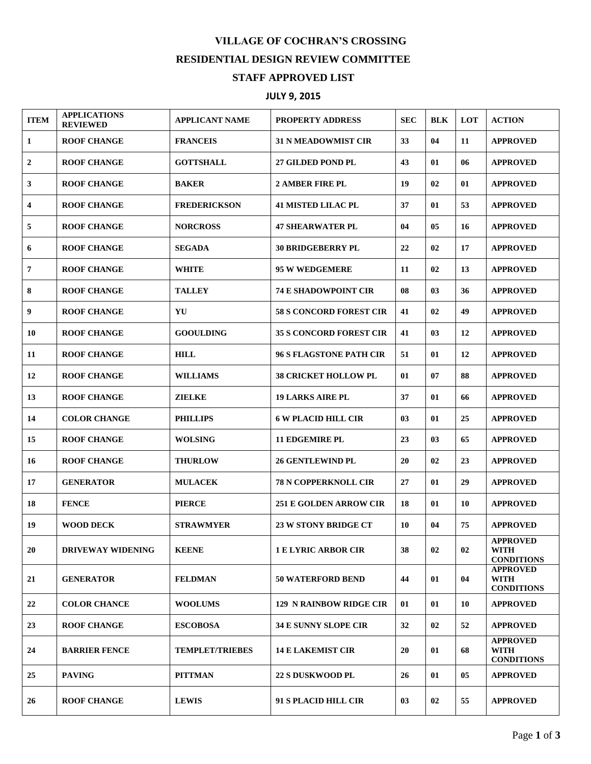# VILLAGE OF COCHRAN'S CROSSING

## RESIDENTIAL DESIGN REVIEW COMMITTEE

## STAFF APPROVED LIST

### JULY 9, 2015

| ITEM | APPLICATIONS REVIEWED | APPLICANT NAME | PROPERTY ADDRESS | SEC | BLK | LOT | ACTION |
|---|---|---|---|---|---|---|---|
| 1 | ROOF CHANGE | FRANCEIS | 31 N MEADOWMIST CIR | 33 | 04 | 11 | APPROVED |
| 2 | ROOF CHANGE | GOTTSHALL | 27 GILDED POND PL | 43 | 01 | 06 | APPROVED |
| 3 | ROOF CHANGE | BAKER | 2 AMBER FIRE PL | 19 | 02 | 01 | APPROVED |
| 4 | ROOF CHANGE | FREDERICKSON | 41 MISTED LILAC PL | 37 | 01 | 53 | APPROVED |
| 5 | ROOF CHANGE | NORCROSS | 47 SHEARWATER PL | 04 | 05 | 16 | APPROVED |
| 6 | ROOF CHANGE | SEGADA | 30 BRIDGEBERRY PL | 22 | 02 | 17 | APPROVED |
| 7 | ROOF CHANGE | WHITE | 95 W WEDGEMERE | 11 | 02 | 13 | APPROVED |
| 8 | ROOF CHANGE | TALLEY | 74 E SHADOWPOINT CIR | 08 | 03 | 36 | APPROVED |
| 9 | ROOF CHANGE | YU | 58 S CONCORD FOREST CIR | 41 | 02 | 49 | APPROVED |
| 10 | ROOF CHANGE | GOOULDING | 35 S CONCORD FOREST CIR | 41 | 03 | 12 | APPROVED |
| 11 | ROOF CHANGE | HILL | 96 S FLAGSTONE PATH CIR | 51 | 01 | 12 | APPROVED |
| 12 | ROOF CHANGE | WILLIAMS | 38 CRICKET HOLLOW PL | 01 | 07 | 88 | APPROVED |
| 13 | ROOF CHANGE | ZIELKE | 19 LARKS AIRE PL | 37 | 01 | 66 | APPROVED |
| 14 | COLOR CHANGE | PHILLIPS | 6 W PLACID HILL CIR | 03 | 01 | 25 | APPROVED |
| 15 | ROOF CHANGE | WOLSING | 11 EDGEMIRE PL | 23 | 03 | 65 | APPROVED |
| 16 | ROOF CHANGE | THURLOW | 26 GENTLEWIND PL | 20 | 02 | 23 | APPROVED |
| 17 | GENERATOR | MULACEK | 78 N COPPERKNOLL CIR | 27 | 01 | 29 | APPROVED |
| 18 | FENCE | PIERCE | 251 E GOLDEN ARROW CIR | 18 | 01 | 10 | APPROVED |
| 19 | WOOD DECK | STRAWMYER | 23 W STONY BRIDGE CT | 10 | 04 | 75 | APPROVED |
| 20 | DRIVEWAY WIDENING | KEENE | 1 E LYRIC ARBOR CIR | 38 | 02 | 02 | APPROVED WITH CONDITIONS |
| 21 | GENERATOR | FELDMAN | 50 WATERFORD BEND | 44 | 01 | 04 | APPROVED WITH CONDITIONS |
| 22 | COLOR CHANCE | WOOLUMS | 129 N RAINBOW RIDGE CIR | 01 | 01 | 10 | APPROVED |
| 23 | ROOF CHANGE | ESCOBOSA | 34 E SUNNY SLOPE CIR | 32 | 02 | 52 | APPROVED |
| 24 | BARRIER FENCE | TEMPLET/TRIEBES | 14 E LAKEMIST CIR | 20 | 01 | 68 | APPROVED WITH CONDITIONS |
| 25 | PAVING | PITTMAN | 22 S DUSKWOOD PL | 26 | 01 | 05 | APPROVED |
| 26 | ROOF CHANGE | LEWIS | 91 S PLACID HILL CIR | 03 | 02 | 55 | APPROVED |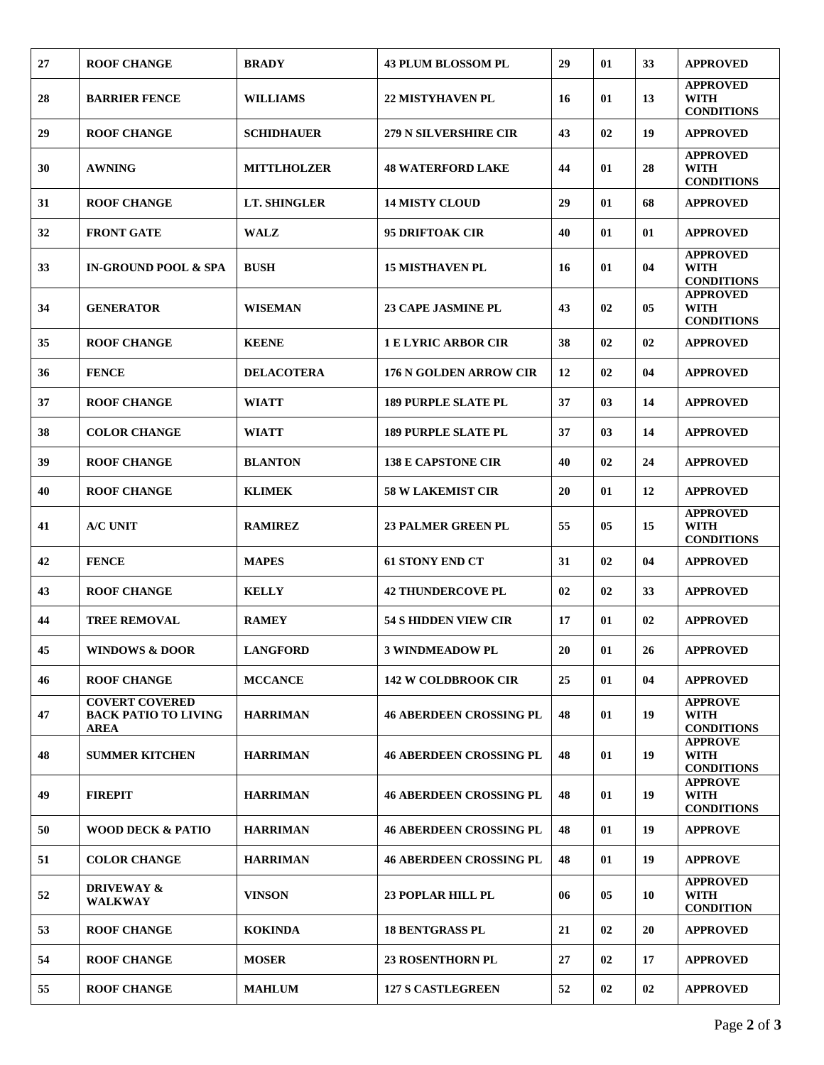| 27 | ROOF CHANGE | BRADY | 43 PLUM BLOSSOM PL | 29 | 01 | 33 | APPROVED |
|---|---|---|---|---|---|---|---|
| 28 | BARRIER FENCE | WILLIAMS | 22 MISTYHAVEN PL | 16 | 01 | 13 | APPROVED WITH CONDITIONS |
| 29 | ROOF CHANGE | SCHIDHAUER | 279 N SILVERSHIRE CIR | 43 | 02 | 19 | APPROVED |
| 30 | AWNING | MITTLHOLZER | 48 WATERFORD LAKE | 44 | 01 | 28 | APPROVED WITH CONDITIONS |
| 31 | ROOF CHANGE | LT. SHINGLER | 14 MISTY CLOUD | 29 | 01 | 68 | APPROVED |
| 32 | FRONT GATE | WALZ | 95 DRIFTOAK CIR | 40 | 01 | 01 | APPROVED |
| 33 | IN-GROUND POOL & SPA | BUSH | 15 MISTHAVEN PL | 16 | 01 | 04 | APPROVED WITH CONDITIONS |
| 34 | GENERATOR | WISEMAN | 23 CAPE JASMINE PL | 43 | 02 | 05 | APPROVED WITH CONDITIONS |
| 35 | ROOF CHANGE | KEENE | 1 E LYRIC ARBOR CIR | 38 | 02 | 02 | APPROVED |
| 36 | FENCE | DELACOTERA | 176 N GOLDEN ARROW CIR | 12 | 02 | 04 | APPROVED |
| 37 | ROOF CHANGE | WIATT | 189 PURPLE SLATE PL | 37 | 03 | 14 | APPROVED |
| 38 | COLOR CHANGE | WIATT | 189 PURPLE SLATE PL | 37 | 03 | 14 | APPROVED |
| 39 | ROOF CHANGE | BLANTON | 138 E CAPSTONE CIR | 40 | 02 | 24 | APPROVED |
| 40 | ROOF CHANGE | KLIMEK | 58 W LAKEMIST CIR | 20 | 01 | 12 | APPROVED |
| 41 | A/C UNIT | RAMIREZ | 23 PALMER GREEN PL | 55 | 05 | 15 | APPROVED WITH CONDITIONS |
| 42 | FENCE | MAPES | 61 STONY END CT | 31 | 02 | 04 | APPROVED |
| 43 | ROOF CHANGE | KELLY | 42 THUNDERCOVE PL | 02 | 02 | 33 | APPROVED |
| 44 | TREE REMOVAL | RAMEY | 54 S HIDDEN VIEW CIR | 17 | 01 | 02 | APPROVED |
| 45 | WINDOWS & DOOR | LANGFORD | 3 WINDMEADOW PL | 20 | 01 | 26 | APPROVED |
| 46 | ROOF CHANGE | MCCANCE | 142 W COLDBROOK CIR | 25 | 01 | 04 | APPROVED |
| 47 | COVERT COVERED BACK PATIO TO LIVING AREA | HARRIMAN | 46 ABERDEEN CROSSING PL | 48 | 01 | 19 | APPROVE WITH CONDITIONS |
| 48 | SUMMER KITCHEN | HARRIMAN | 46 ABERDEEN CROSSING PL | 48 | 01 | 19 | APPROVE WITH CONDITIONS |
| 49 | FIREPIT | HARRIMAN | 46 ABERDEEN CROSSING PL | 48 | 01 | 19 | APPROVE WITH CONDITIONS |
| 50 | WOOD DECK & PATIO | HARRIMAN | 46 ABERDEEN CROSSING PL | 48 | 01 | 19 | APPROVE |
| 51 | COLOR CHANGE | HARRIMAN | 46 ABERDEEN CROSSING PL | 48 | 01 | 19 | APPROVE |
| 52 | DRIVEWAY & WALKWAY | VINSON | 23 POPLAR HILL PL | 06 | 05 | 10 | APPROVED WITH CONDITION |
| 53 | ROOF CHANGE | KOKINDA | 18 BENTGRASS PL | 21 | 02 | 20 | APPROVED |
| 54 | ROOF CHANGE | MOSER | 23 ROSENTHORN PL | 27 | 02 | 17 | APPROVED |
| 55 | ROOF CHANGE | MAHLUM | 127 S CASTLEGREEN | 52 | 02 | 02 | APPROVED |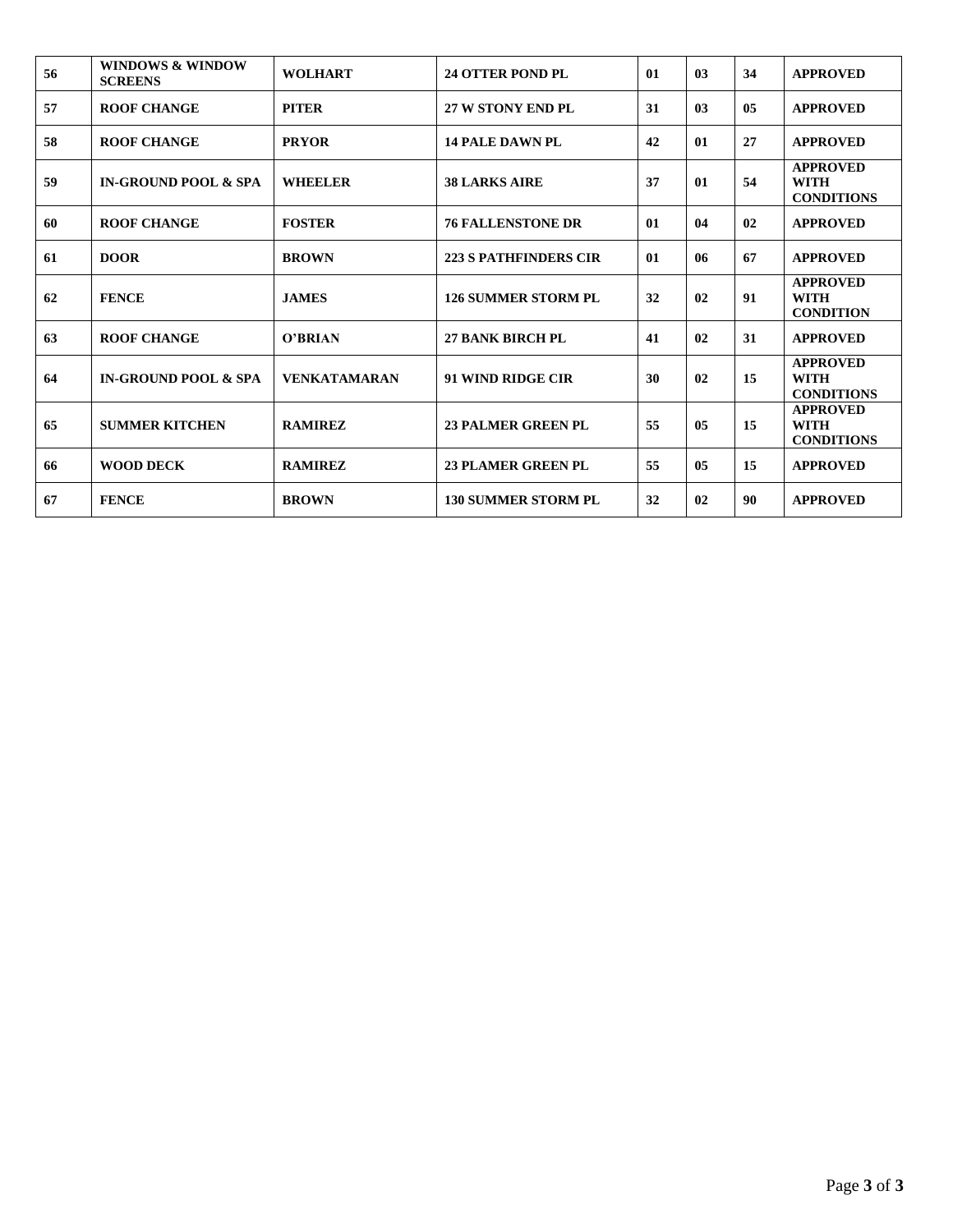| | | | | | | | |
|---|---|---|---|---|---|---|---|
| 56 | WINDOWS & WINDOW SCREENS | WOLHART | 24 OTTER POND PL | 01 | 03 | 34 | APPROVED |
| 57 | ROOF CHANGE | PITER | 27 W STONY END PL | 31 | 03 | 05 | APPROVED |
| 58 | ROOF CHANGE | PRYOR | 14 PALE DAWN PL | 42 | 01 | 27 | APPROVED |
| 59 | IN-GROUND POOL & SPA | WHEELER | 38 LARKS AIRE | 37 | 01 | 54 | APPROVED WITH CONDITIONS |
| 60 | ROOF CHANGE | FOSTER | 76 FALLENSTONE DR | 01 | 04 | 02 | APPROVED |
| 61 | DOOR | BROWN | 223 S PATHFINDERS CIR | 01 | 06 | 67 | APPROVED |
| 62 | FENCE | JAMES | 126 SUMMER STORM PL | 32 | 02 | 91 | APPROVED WITH CONDITION |
| 63 | ROOF CHANGE | O'BRIAN | 27 BANK BIRCH PL | 41 | 02 | 31 | APPROVED |
| 64 | IN-GROUND POOL & SPA | VENKATAMARAN | 91 WIND RIDGE CIR | 30 | 02 | 15 | APPROVED WITH CONDITIONS |
| 65 | SUMMER KITCHEN | RAMIREZ | 23 PALMER GREEN PL | 55 | 05 | 15 | APPROVED WITH CONDITIONS |
| 66 | WOOD DECK | RAMIREZ | 23 PLAMER GREEN PL | 55 | 05 | 15 | APPROVED |
| 67 | FENCE | BROWN | 130 SUMMER STORM PL | 32 | 02 | 90 | APPROVED |